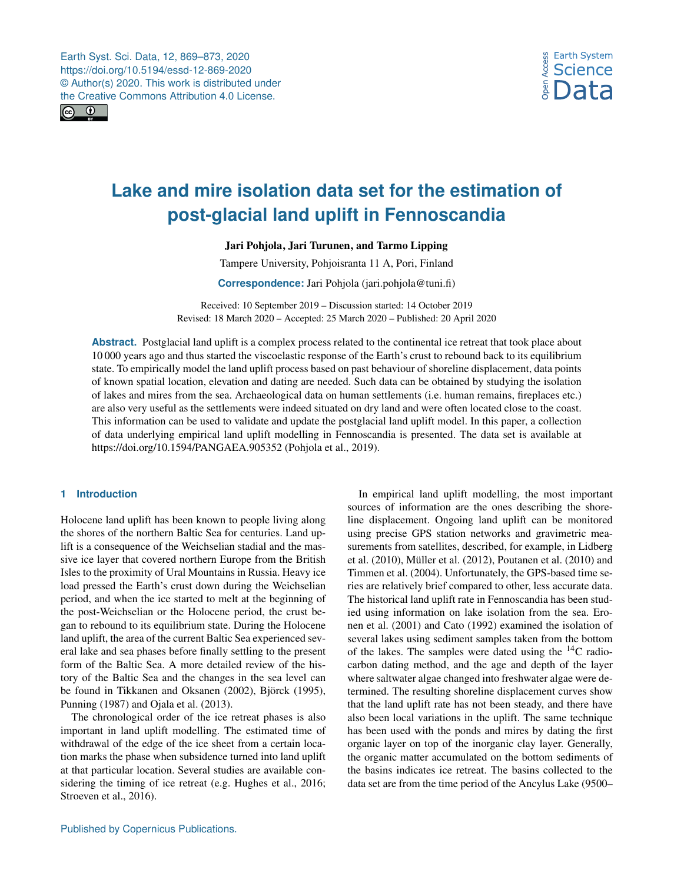# Lake and mire isolation data set for the estimation of post-glacial land uplift in Fennoscandia

**Jari Pohjola, Jari Turunen, and Tarmo Lipping**

Tampere University, Pohjoisranta 11 A, Pori, Finland

**Correspondence:** Jari Pohjola (jari.pohjola@tuni.fi)

Received: 10 September 2019 – Discussion started: 14 October 2019
Revised: 18 March 2020 – Accepted: 25 March 2020 – Published: 20 April 2020

**Abstract.** Postglacial land uplift is a complex process related to the continental ice retreat that took place about 10 000 years ago and thus started the viscoelastic response of the Earth's crust to rebound back to its equilibrium state. To empirically model the land uplift process based on past behaviour of shoreline displacement, data points of known spatial location, elevation and dating are needed. Such data can be obtained by studying the isolation of lakes and mires from the sea. Archaeological data on human settlements (i.e. human remains, fireplaces etc.) are also very useful as the settlements were indeed situated on dry land and were often located close to the coast. This information can be used to validate and update the postglacial land uplift model. In this paper, a collection of data underlying empirical land uplift modelling in Fennoscandia is presented. The data set is available at https://doi.org/10.1594/PANGAEA.905352 (Pohjola et al., 2019).

## 1 Introduction

Holocene land uplift has been known to people living along the shores of the northern Baltic Sea for centuries. Land uplift is a consequence of the Weichselian stadial and the massive ice layer that covered northern Europe from the British Isles to the proximity of Ural Mountains in Russia. Heavy ice load pressed the Earth's crust down during the Weichselian period, and when the ice started to melt at the beginning of the post-Weichselian or the Holocene period, the crust began to rebound to its equilibrium state. During the Holocene land uplift, the area of the current Baltic Sea experienced several lake and sea phases before finally settling to the present form of the Baltic Sea. A more detailed review of the history of the Baltic Sea and the changes in the sea level can be found in Tikkanen and Oksanen (2002), Björck (1995), Punning (1987) and Ojala et al. (2013).

The chronological order of the ice retreat phases is also important in land uplift modelling. The estimated time of withdrawal of the edge of the ice sheet from a certain location marks the phase when subsidence turned into land uplift at that particular location. Several studies are available considering the timing of ice retreat (e.g. Hughes et al., 2016; Stroeven et al., 2016).

In empirical land uplift modelling, the most important sources of information are the ones describing the shoreline displacement. Ongoing land uplift can be monitored using precise GPS station networks and gravimetric measurements from satellites, described, for example, in Lidberg et al. (2010), Müller et al. (2012), Poutanen et al. (2010) and Timmen et al. (2004). Unfortunately, the GPS-based time series are relatively brief compared to other, less accurate data. The historical land uplift rate in Fennoscandia has been studied using information on lake isolation from the sea. Eronen et al. (2001) and Cato (1992) examined the isolation of several lakes using sediment samples taken from the bottom of the lakes. The samples were dated using the $^{14}C$ radiocarbon dating method, and the age and depth of the layer where saltwater algae changed into freshwater algae were determined. The resulting shoreline displacement curves show that the land uplift rate has not been steady, and there have also been local variations in the uplift. The same technique has been used with the ponds and mires by dating the first organic layer on top of the inorganic clay layer. Generally, the organic matter accumulated on the bottom sediments of the basins indicates ice retreat. The basins collected to the data set are from the time period of the Ancylus Lake (9500–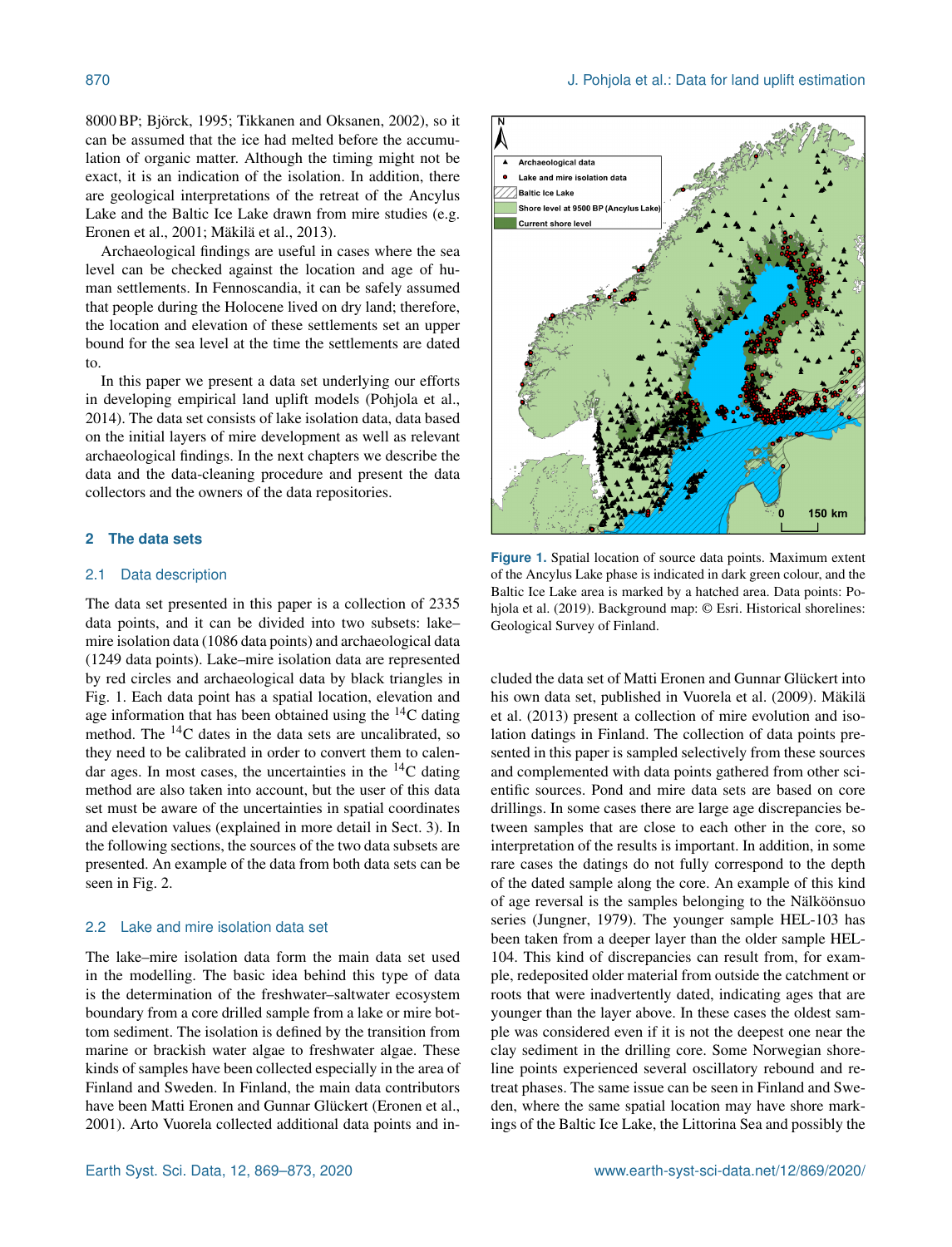8000 BP; Björck, 1995; Tikkanen and Oksanen, 2002), so it can be assumed that the ice had melted before the accumulation of organic matter. Although the timing might not be exact, it is an indication of the isolation. In addition, there are geological interpretations of the retreat of the Ancylus Lake and the Baltic Ice Lake drawn from mire studies (e.g. Eronen et al., 2001; Mäkilä et al., 2013).

Archaeological findings are useful in cases where the sea level can be checked against the location and age of human settlements. In Fennoscandia, it can be safely assumed that people during the Holocene lived on dry land; therefore, the location and elevation of these settlements set an upper bound for the sea level at the time the settlements are dated to.

In this paper we present a data set underlying our efforts in developing empirical land uplift models (Pohjola et al., 2014). The data set consists of lake isolation data, data based on the initial layers of mire development as well as relevant archaeological findings. In the next chapters we describe the data and the data-cleaning procedure and present the data collectors and the owners of the data repositories.

## 2 The data sets

### 2.1 Data description

The data set presented in this paper is a collection of 2335 data points, and it can be divided into two subsets: lake–mire isolation data (1086 data points) and archaeological data (1249 data points). Lake–mire isolation data are represented by red circles and archaeological data by black triangles in Fig. 1. Each data point has a spatial location, elevation and age information that has been obtained using the $^{14}$C dating method. The $^{14}$C dates in the data sets are uncalibrated, so they need to be calibrated in order to convert them to calendar ages. In most cases, the uncertainties in the $^{14}$C dating method are also taken into account, but the user of this data set must be aware of the uncertainties in spatial coordinates and elevation values (explained in more detail in Sect. 3). In the following sections, the sources of the two data subsets are presented. An example of the data from both data sets can be seen in Fig. 2.

**Figure 1.** Spatial location of source data points. Maximum extent of the Ancylus Lake phase is indicated in dark green colour, and the Baltic Ice Lake area is marked by a hatched area. Data points: Pohjola et al. (2019). Background map: © Esri. Historical shorelines: Geological Survey of Finland.

### 2.2 Lake and mire isolation data set

The lake–mire isolation data form the main data set used in the modelling. The basic idea behind this type of data is the determination of the freshwater–saltwater ecosystem boundary from a core drilled sample from a lake or mire bottom sediment. The isolation is defined by the transition from marine or brackish water algae to freshwater algae. These kinds of samples have been collected especially in the area of Finland and Sweden. In Finland, the main data contributors have been Matti Eronen and Gunnar Glückert (Eronen et al., 2001). Arto Vuorela collected additional data points and included the data set of Matti Eronen and Gunnar Glückert into his own data set, published in Vuorela et al. (2009). Mäkilä et al. (2013) present a collection of mire evolution and isolation datings in Finland. The collection of data points presented in this paper is sampled selectively from these sources and complemented with data points gathered from other scientific sources. Pond and mire data sets are based on core drillings. In some cases there are large age discrepancies between samples that are close to each other in the core, so interpretation of the results is important. In addition, in some rare cases the datings do not fully correspond to the depth of the dated sample along the core. An example of this kind of age reversal is the samples belonging to the Nälköönsuo series (Jungner, 1979). The younger sample HEL-103 has been taken from a deeper layer than the older sample HEL-104. This kind of discrepancies can result from, for example, redeposited older material from outside the catchment or roots that were inadvertently dated, indicating ages that are younger than the layer above. In these cases the oldest sample was considered even if it is not the deepest one near the clay sediment in the drilling core. Some Norwegian shoreline points experienced several oscillatory rebound and retreat phases. The same issue can be seen in Finland and Sweden, where the same spatial location may have shore markings of the Baltic Ice Lake, the Littorina Sea and possibly the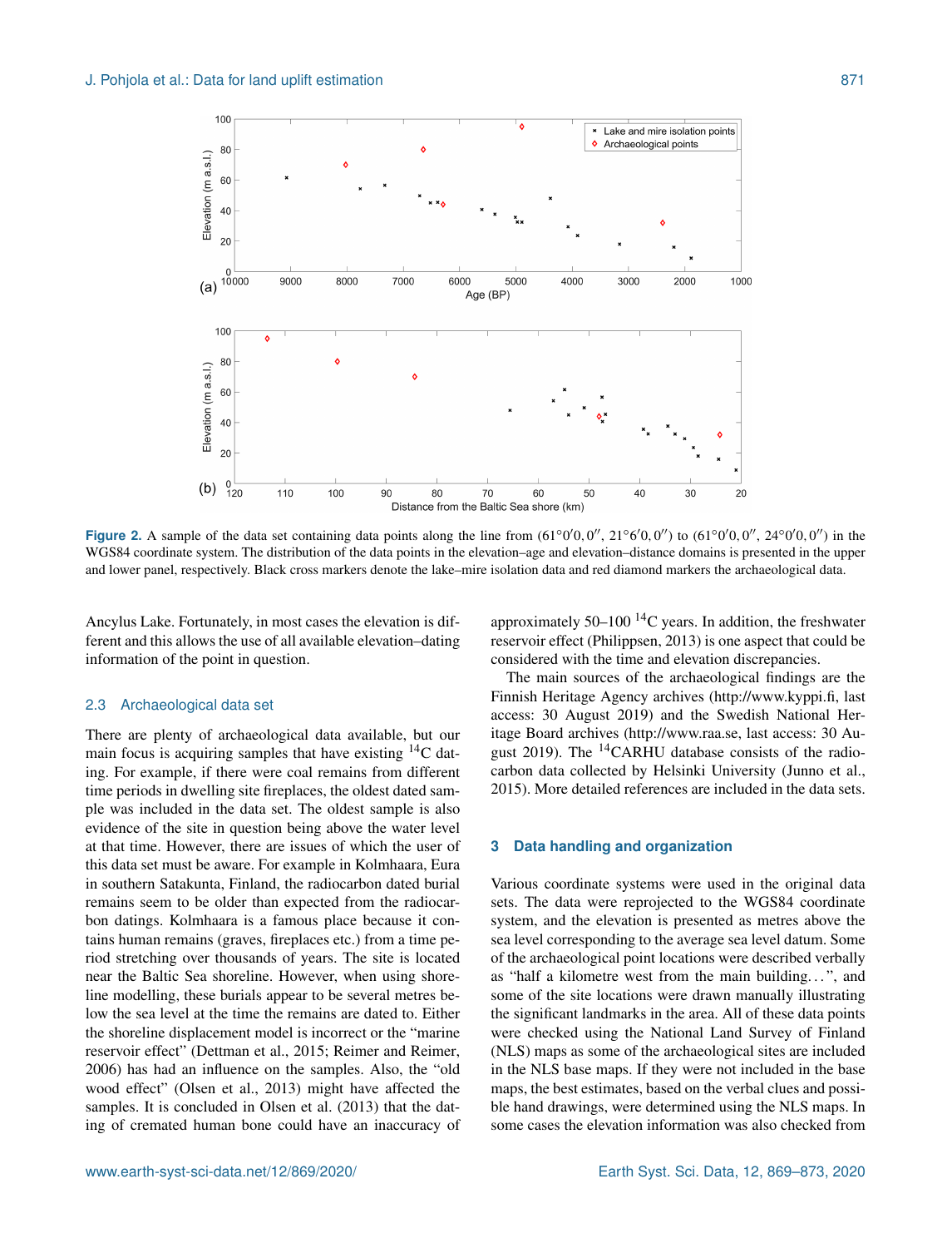**Figure 2.** A sample of the data set containing data points along the line from (61°0′0, 0″, 21°6′0, 0″) to (61°0′0, 0″, 24°0′0, 0″) in the WGS84 coordinate system. The distribution of the data points in the elevation–age and elevation–distance domains is presented in the upper and lower panel, respectively. Black cross markers denote the lake–mire isolation data and red diamond markers the archaeological data.

Ancylus Lake. Fortunately, in most cases the elevation is different and this allows the use of all available elevation–dating information of the point in question.

### 2.3 Archaeological data set

There are plenty of archaeological data available, but our main focus is acquiring samples that have existing $^{14}$C dating. For example, if there were coal remains from different time periods in dwelling site fireplaces, the oldest dated sample was included in the data set. The oldest sample is also evidence of the site in question being above the water level at that time. However, there are issues of which the user of this data set must be aware. For example in Kolmhaara, Eura in southern Satakunta, Finland, the radiocarbon dated burial remains seem to be older than expected from the radiocarbon datings. Kolmhaara is a famous place because it contains human remains (graves, fireplaces etc.) from a time period stretching over thousands of years. The site is located near the Baltic Sea shoreline. However, when using shoreline modelling, these burials appear to be several metres below the sea level at the time the remains are dated to. Either the shoreline displacement model is incorrect or the "marine reservoir effect" (Dettman et al., 2015; Reimer and Reimer, 2006) has had an influence on the samples. Also, the "old wood effect" (Olsen et al., 2013) might have affected the samples. It is concluded in Olsen et al. (2013) that the dating of cremated human bone could have an inaccuracy of approximately 50–100 $^{14}$C years. In addition, the freshwater reservoir effect (Philippsen, 2013) is one aspect that could be considered with the time and elevation discrepancies.

The main sources of the archaeological findings are the Finnish Heritage Agency archives (http://www.kyppi.fi, last access: 30 August 2019) and the Swedish National Heritage Board archives (http://www.raa.se, last access: 30 August 2019). The $^{14}$CARHU database consists of the radiocarbon data collected by Helsinki University (Junno et al., 2015). More detailed references are included in the data sets.

## 3 Data handling and organization

Various coordinate systems were used in the original data sets. The data were reprojected to the WGS84 coordinate system, and the elevation is presented as metres above the sea level corresponding to the average sea level datum. Some of the archaeological point locations were described verbally as "half a kilometre west from the main building...", and some of the site locations were drawn manually illustrating the significant landmarks in the area. All of these data points were checked using the National Land Survey of Finland (NLS) maps as some of the archaeological sites are included in the NLS base maps. If they were not included in the base maps, the best estimates, based on the verbal clues and possible hand drawings, were determined using the NLS maps. In some cases the elevation information was also checked from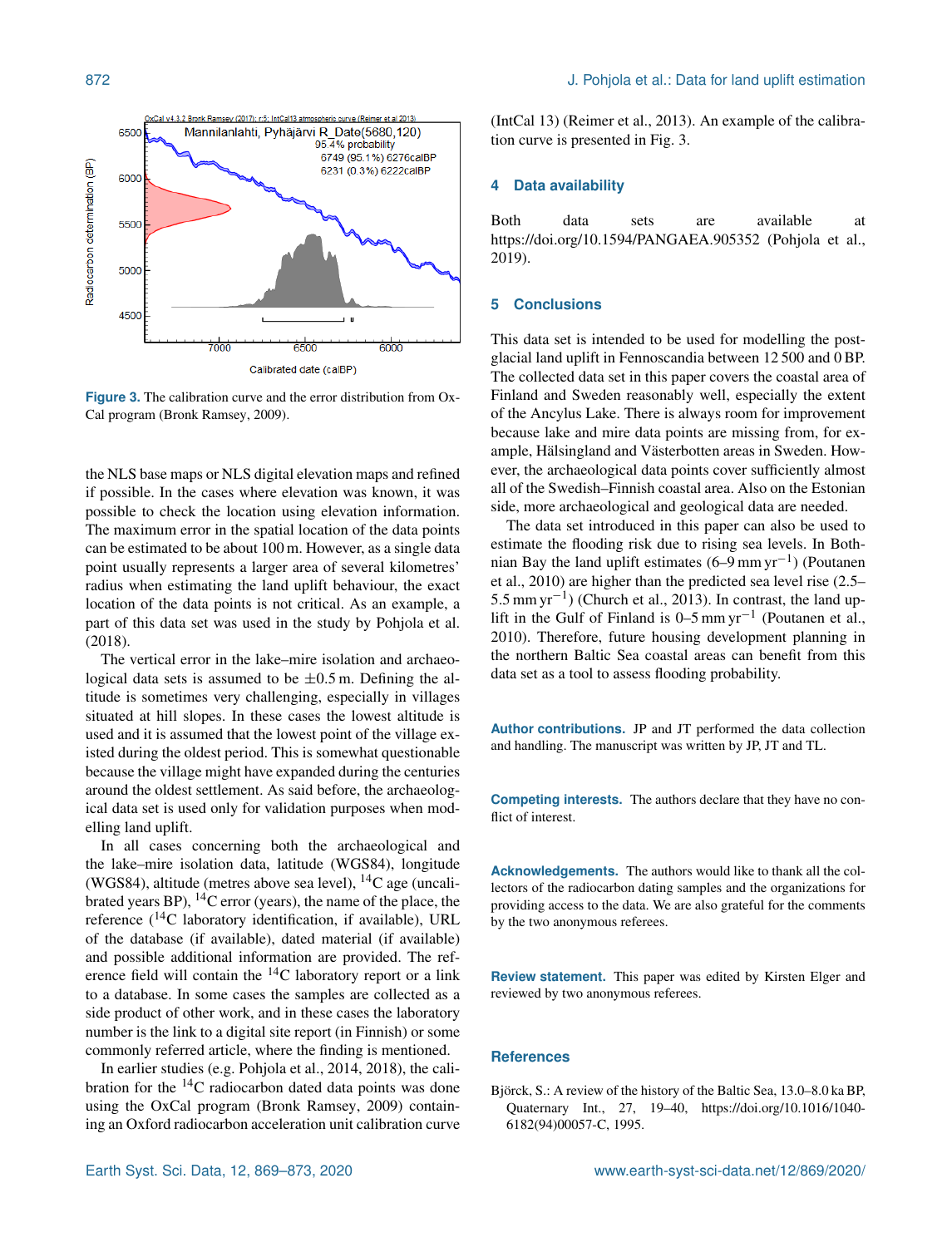Figure 3. The calibration curve and the error distribution from OxCal program (Bronk Ramsey, 2009).

the NLS base maps or NLS digital elevation maps and refined if possible. In the cases where elevation was known, it was possible to check the location using elevation information. The maximum error in the spatial location of the data points can be estimated to be about 100 m. However, as a single data point usually represents a larger area of several kilometres' radius when estimating the land uplift behaviour, the exact location of the data points is not critical. As an example, a part of this data set was used in the study by Pohjola et al. (2018).

The vertical error in the lake–mire isolation and archaeological data sets is assumed to be ±0.5 m. Defining the altitude is sometimes very challenging, especially in villages situated at hill slopes. In these cases the lowest altitude is used and it is assumed that the lowest point of the village existed during the oldest period. This is somewhat questionable because the village might have expanded during the centuries around the oldest settlement. As said before, the archaeological data set is used only for validation purposes when modelling land uplift.

In all cases concerning both the archaeological and the lake–mire isolation data, latitude (WGS84), longitude (WGS84), altitude (metres above sea level), $^{14}$C age (uncalibrated years BP), $^{14}$C error (years), the name of the place, the reference ($^{14}$C laboratory identification, if available), URL of the database (if available), dated material (if available) and possible additional information are provided. The reference field will contain the $^{14}$C laboratory report or a link to a database. In some cases the samples are collected as a side product of other work, and in these cases the laboratory number is the link to a digital site report (in Finnish) or some commonly referred article, where the finding is mentioned.

In earlier studies (e.g. Pohjola et al., 2014, 2018), the calibration for the $^{14}$C radiocarbon dated data points was done using the OxCal program (Bronk Ramsey, 2009) containing an Oxford radiocarbon acceleration unit calibration curve (IntCal 13) (Reimer et al., 2013). An example of the calibration curve is presented in Fig. 3.

## 4 Data availability

Both data sets are available at https://doi.org/10.1594/PANGAEA.905352 (Pohjola et al., 2019).

## 5 Conclusions

This data set is intended to be used for modelling the post-glacial land uplift in Fennoscandia between 12 500 and 0 BP. The collected data set in this paper covers the coastal area of Finland and Sweden reasonably well, especially the extent of the Ancylus Lake. There is always room for improvement because lake and mire data points are missing from, for example, Hälsingland and Västerbotten areas in Sweden. However, the archaeological data points cover sufficiently almost all of the Swedish–Finnish coastal area. Also on the Estonian side, more archaeological and geological data are needed.

The data set introduced in this paper can also be used to estimate the flooding risk due to rising sea levels. In Bothnian Bay the land uplift estimates (6–9 mm yr$^{-1}$) (Poutanen et al., 2010) are higher than the predicted sea level rise (2.5–5.5 mm yr$^{-1}$) (Church et al., 2013). In contrast, the land uplift in the Gulf of Finland is 0–5 mm yr$^{-1}$ (Poutanen et al., 2010). Therefore, future housing development planning in the northern Baltic Sea coastal areas can benefit from this data set as a tool to assess flooding probability.

**Author contributions.** JP and JT performed the data collection and handling. The manuscript was written by JP, JT and TL.

**Competing interests.** The authors declare that they have no conflict of interest.

**Acknowledgements.** The authors would like to thank all the collectors of the radiocarbon dating samples and the organizations for providing access to the data. We are also grateful for the comments by the two anonymous referees.

**Review statement.** This paper was edited by Kirsten Elger and reviewed by two anonymous referees.

## References

Björck, S.: A review of the history of the Baltic Sea, 13.0–8.0 ka BP, Quaternary Int., 27, 19–40, https://doi.org/10.1016/1040-6182(94)00057-C, 1995.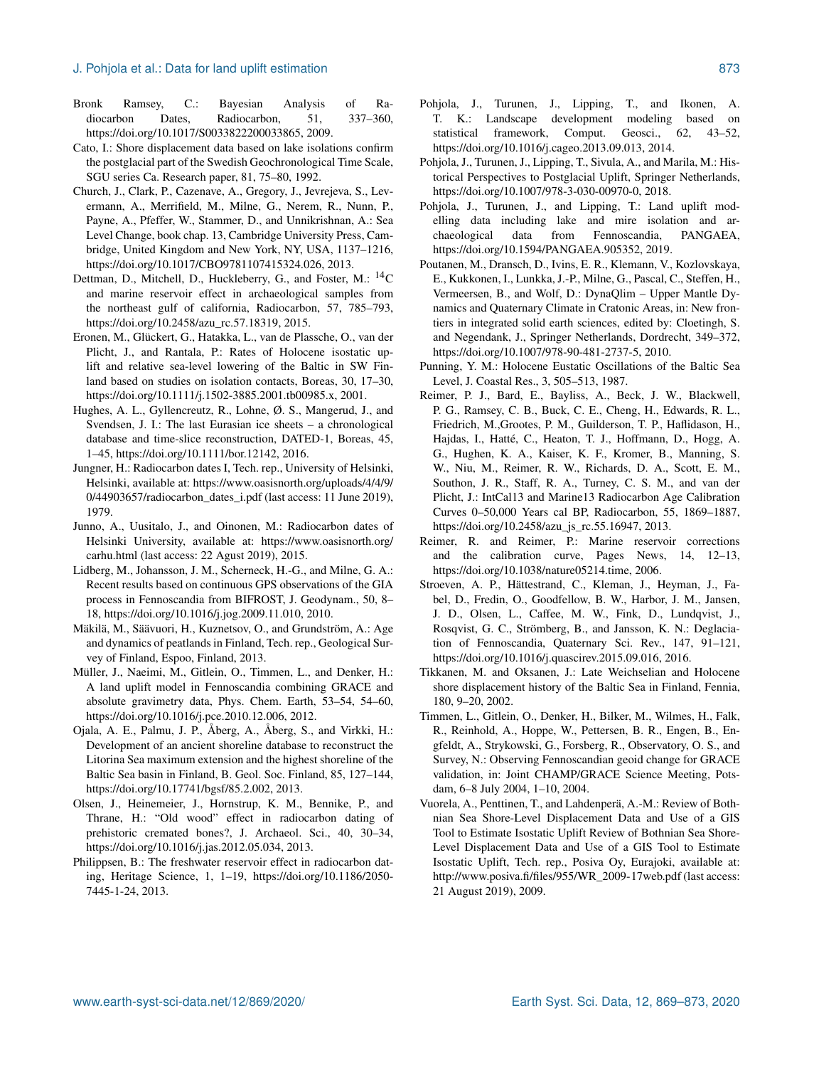Bronk Ramsey, C.: Bayesian Analysis of Radiocarbon Dates, Radiocarbon, 51, 337–360, https://doi.org/10.1017/S0033822200033865, 2009.

Cato, I.: Shore displacement data based on lake isolations confirm the postglacial part of the Swedish Geochronological Time Scale, SGU series Ca. Research paper, 81, 75–80, 1992.

Church, J., Clark, P., Cazenave, A., Gregory, J., Jevrejeva, S., Levermann, A., Merrifield, M., Milne, G., Nerem, R., Nunn, P., Payne, A., Pfeffer, W., Stammer, D., and Unnikrishnan, A.: Sea Level Change, book chap. 13, Cambridge University Press, Cambridge, United Kingdom and New York, NY, USA, 1137–1216, https://doi.org/10.1017/CBO9781107415324.026, 2013.

Dettman, D., Mitchell, D., Huckleberry, G., and Foster, M.: $^{14}$C and marine reservoir effect in archaeological samples from the northeast gulf of california, Radiocarbon, 57, 785–793, https://doi.org/10.2458/azu_rc.57.18319, 2015.

Eronen, M., Glückert, G., Hatakka, L., van de Plassche, O., van der Plicht, J., and Rantala, P.: Rates of Holocene isostatic uplift and relative sea-level lowering of the Baltic in SW Finland based on studies on isolation contacts, Boreas, 30, 17–30, https://doi.org/10.1111/j.1502-3885.2001.tb00985.x, 2001.

Hughes, A. L., Gyllencreutz, R., Lohne, Ø. S., Mangerud, J., and Svendsen, J. I.: The last Eurasian ice sheets – a chronological database and time-slice reconstruction, DATED-1, Boreas, 45, 1–45, https://doi.org/10.1111/bor.12142, 2016.

Jungner, H.: Radiocarbon dates I, Tech. rep., University of Helsinki, Helsinki, available at: https://www.oasisnorth.org/uploads/4/4/9/0/44903657/radiocarbon_dates_i.pdf (last access: 11 June 2019), 1979.

Junno, A., Uusitalo, J., and Oinonen, M.: Radiocarbon dates of Helsinki University, available at: https://www.oasisnorth.org/carhu.html (last access: 22 Agust 2019), 2015.

Lidberg, M., Johansson, J. M., Scherneck, H.-G., and Milne, G. A.: Recent results based on continuous GPS observations of the GIA process in Fennoscandia from BIFROST, J. Geodynam., 50, 8–18, https://doi.org/10.1016/j.jog.2009.11.010, 2010.

Mäkilä, M., Säävuori, H., Kuznetsov, O., and Grundström, A.: Age and dynamics of peatlands in Finland, Tech. rep., Geological Survey of Finland, Espoo, Finland, 2013.

Müller, J., Naeimi, M., Gitlein, O., Timmen, L., and Denker, H.: A land uplift model in Fennoscandia combining GRACE and absolute gravimetry data, Phys. Chem. Earth, 53–54, 54–60, https://doi.org/10.1016/j.pce.2010.12.006, 2012.

Ojala, A. E., Palmu, J. P., Åberg, A., Åberg, S., and Virkki, H.: Development of an ancient shoreline database to reconstruct the Litorina Sea maximum extension and the highest shoreline of the Baltic Sea basin in Finland, B. Geol. Soc. Finland, 85, 127–144, https://doi.org/10.17741/bgsf/85.2.002, 2013.

Olsen, J., Heinemeier, J., Hornstrup, K. M., Bennike, P., and Thrane, H.: "Old wood" effect in radiocarbon dating of prehistoric cremated bones?, J. Archaeol. Sci., 40, 30–34, https://doi.org/10.1016/j.jas.2012.05.034, 2013.

Philippsen, B.: The freshwater reservoir effect in radiocarbon dating, Heritage Science, 1, 1–19, https://doi.org/10.1186/2050-7445-1-24, 2013.

Pohjola, J., Turunen, J., Lipping, T., and Ikonen, A. T. K.: Landscape development modeling based on statistical framework, Comput. Geosci., 62, 43–52, https://doi.org/10.1016/j.cageo.2013.09.013, 2014.

Pohjola, J., Turunen, J., Lipping, T., Sivula, A., and Marila, M.: Historical Perspectives to Postglacial Uplift, Springer Netherlands, https://doi.org/10.1007/978-3-030-00970-0, 2018.

Pohjola, J., Turunen, J., and Lipping, T.: Land uplift modelling data including lake and mire isolation and archaeological data from Fennoscandia, PANGAEA, https://doi.org/10.1594/PANGAEA.905352, 2019.

Poutanen, M., Dransch, D., Ivins, E. R., Klemann, V., Kozlovskaya, E., Kukkonen, I., Lunkka, J.-P., Milne, G., Pascal, C., Steffen, H., Vermeersen, B., and Wolf, D.: DynaQlim – Upper Mantle Dynamics and Quaternary Climate in Cratonic Areas, in: New frontiers in integrated solid earth sciences, edited by: Cloetingh, S. and Negendank, J., Springer Netherlands, Dordrecht, 349–372, https://doi.org/10.1007/978-90-481-2737-5, 2010.

Punning, Y. M.: Holocene Eustatic Oscillations of the Baltic Sea Level, J. Coastal Res., 3, 505–513, 1987.

Reimer, P. J., Bard, E., Bayliss, A., Beck, J. W., Blackwell, P. G., Ramsey, C. B., Buck, C. E., Cheng, H., Edwards, R. L., Friedrich, M.,Grootes, P. M., Guilderson, T. P., Haflidason, H., Hajdas, I., Hatté, C., Heaton, T. J., Hoffmann, D., Hogg, A. G., Hughen, K. A., Kaiser, K. F., Kromer, B., Manning, S. W., Niu, M., Reimer, R. W., Richards, D. A., Scott, E. M., Southon, J. R., Staff, R. A., Turney, C. S. M., and van der Plicht, J.: IntCal13 and Marine13 Radiocarbon Age Calibration Curves 0–50,000 Years cal BP, Radiocarbon, 55, 1869–1887, https://doi.org/10.2458/azu_js_rc.55.16947, 2013.

Reimer, R. and Reimer, P.: Marine reservoir corrections and the calibration curve, Pages News, 14, 12–13, https://doi.org/10.1038/nature05214.time, 2006.

Stroeven, A. P., Hättestrand, C., Kleman, J., Heyman, J., Fabel, D., Fredin, O., Goodfellow, B. W., Harbor, J. M., Jansen, J. D., Olsen, L., Caffee, M. W., Fink, D., Lundqvist, J., Rosqvist, G. C., Strömberg, B., and Jansson, K. N.: Deglaciation of Fennoscandia, Quaternary Sci. Rev., 147, 91–121, https://doi.org/10.1016/j.quascirev.2015.09.016, 2016.

Tikkanen, M. and Oksanen, J.: Late Weichselian and Holocene shore displacement history of the Baltic Sea in Finland, Fennia, 180, 9–20, 2002.

Timmen, L., Gitlein, O., Denker, H., Bilker, M., Wilmes, H., Falk, R., Reinhold, A., Hoppe, W., Pettersen, B. R., Engen, B., Engfeldt, A., Strykowski, G., Forsberg, R., Observatory, O. S., and Survey, N.: Observing Fennoscandian geoid change for GRACE validation, in: Joint CHAMP/GRACE Science Meeting, Potsdam, 6–8 July 2004, 1–10, 2004.

Vuorela, A., Penttinen, T., and Lahdenperä, A.-M.: Review of Bothnian Sea Shore-Level Displacement Data and Use of a GIS Tool to Estimate Isostatic Uplift Review of Bothnian Sea Shore-Level Displacement Data and Use of a GIS Tool to Estimate Isostatic Uplift, Tech. rep., Posiva Oy, Eurajoki, available at: http://www.posiva.fi/files/955/WR_2009-17web.pdf (last access: 21 August 2019), 2009.